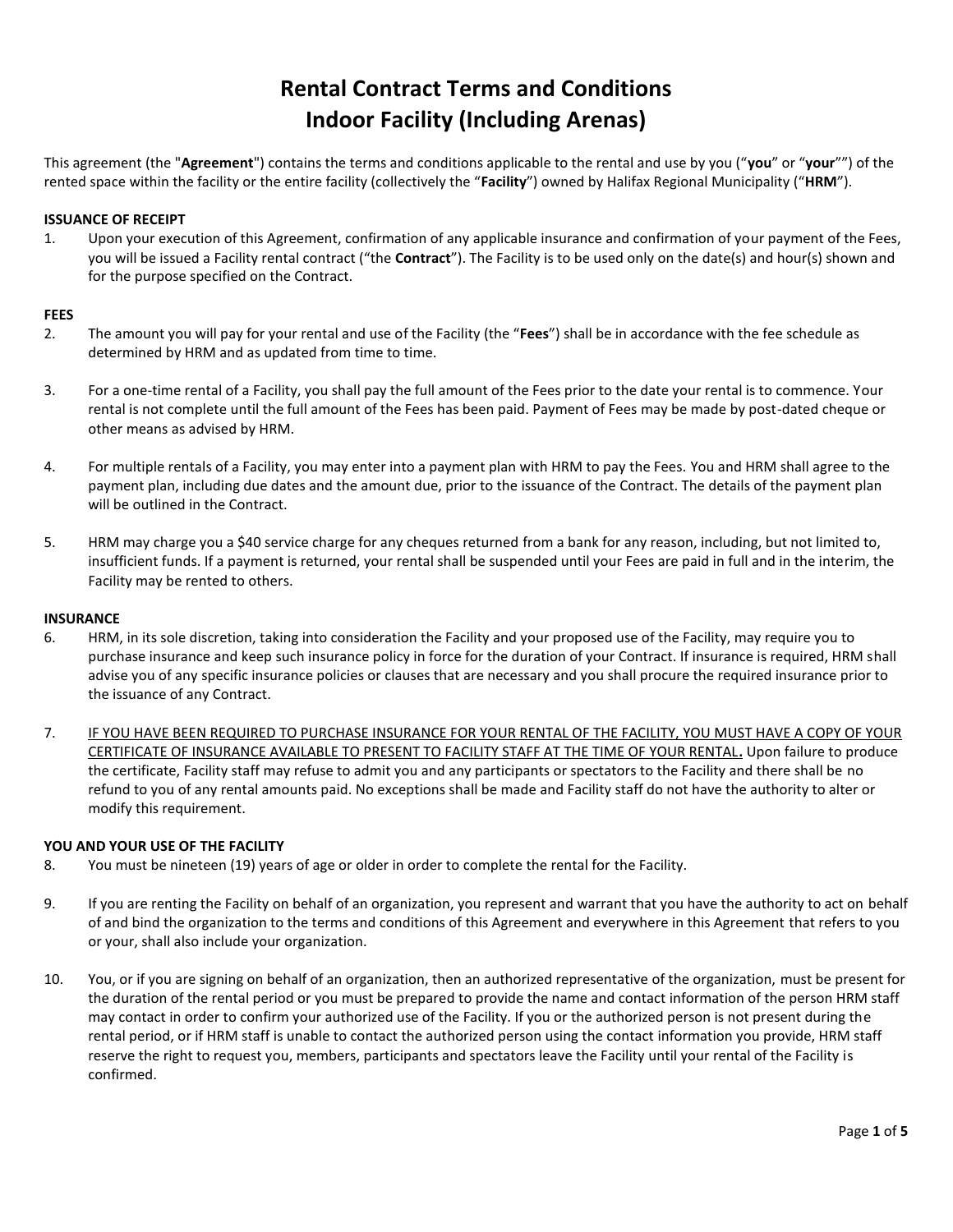# Rental Contract Terms and Conditions
# Indoor Facility (Including Arenas)

This agreement (the "**Agreement**") contains the terms and conditions applicable to the rental and use by you ("**you**" or "**your**"") of the rented space within the facility or the entire facility (collectively the "**Facility**") owned by Halifax Regional Municipality ("**HRM**").

**ISSUANCE OF RECEIPT**

1. Upon your execution of this Agreement, confirmation of any applicable insurance and confirmation of your payment of the Fees, you will be issued a Facility rental contract ("the **Contract**"). The Facility is to be used only on the date(s) and hour(s) shown and for the purpose specified on the Contract.

**FEES**

2. The amount you will pay for your rental and use of the Facility (the "**Fees**") shall be in accordance with the fee schedule as determined by HRM and as updated from time to time.

3. For a one-time rental of a Facility, you shall pay the full amount of the Fees prior to the date your rental is to commence. Your rental is not complete until the full amount of the Fees has been paid. Payment of Fees may be made by post-dated cheque or other means as advised by HRM.

4. For multiple rentals of a Facility, you may enter into a payment plan with HRM to pay the Fees. You and HRM shall agree to the payment plan, including due dates and the amount due, prior to the issuance of the Contract. The details of the payment plan will be outlined in the Contract.

5. HRM may charge you a $40 service charge for any cheques returned from a bank for any reason, including, but not limited to, insufficient funds. If a payment is returned, your rental shall be suspended until your Fees are paid in full and in the interim, the Facility may be rented to others.

**INSURANCE**

6. HRM, in its sole discretion, taking into consideration the Facility and your proposed use of the Facility, may require you to purchase insurance and keep such insurance policy in force for the duration of your Contract. If insurance is required, HRM shall advise you of any specific insurance policies or clauses that are necessary and you shall procure the required insurance prior to the issuance of any Contract.

7. <u>IF YOU HAVE BEEN REQUIRED TO PURCHASE INSURANCE FOR YOUR RENTAL OF THE FACILITY, YOU MUST HAVE A COPY OF YOUR CERTIFICATE OF INSURANCE AVAILABLE TO PRESENT TO FACILITY STAFF AT THE TIME OF YOUR RENTAL</u>**.** Upon failure to produce the certificate, Facility staff may refuse to admit you and any participants or spectators to the Facility and there shall be no refund to you of any rental amounts paid. No exceptions shall be made and Facility staff do not have the authority to alter or modify this requirement.

**YOU AND YOUR USE OF THE FACILITY**

8. You must be nineteen (19) years of age or older in order to complete the rental for the Facility.

9. If you are renting the Facility on behalf of an organization, you represent and warrant that you have the authority to act on behalf of and bind the organization to the terms and conditions of this Agreement and everywhere in this Agreement that refers to you or your, shall also include your organization.

10. You, or if you are signing on behalf of an organization, then an authorized representative of the organization, must be present for the duration of the rental period or you must be prepared to provide the name and contact information of the person HRM staff may contact in order to confirm your authorized use of the Facility. If you or the authorized person is not present during the rental period, or if HRM staff is unable to contact the authorized person using the contact information you provide, HRM staff reserve the right to request you, members, participants and spectators leave the Facility until your rental of the Facility is confirmed.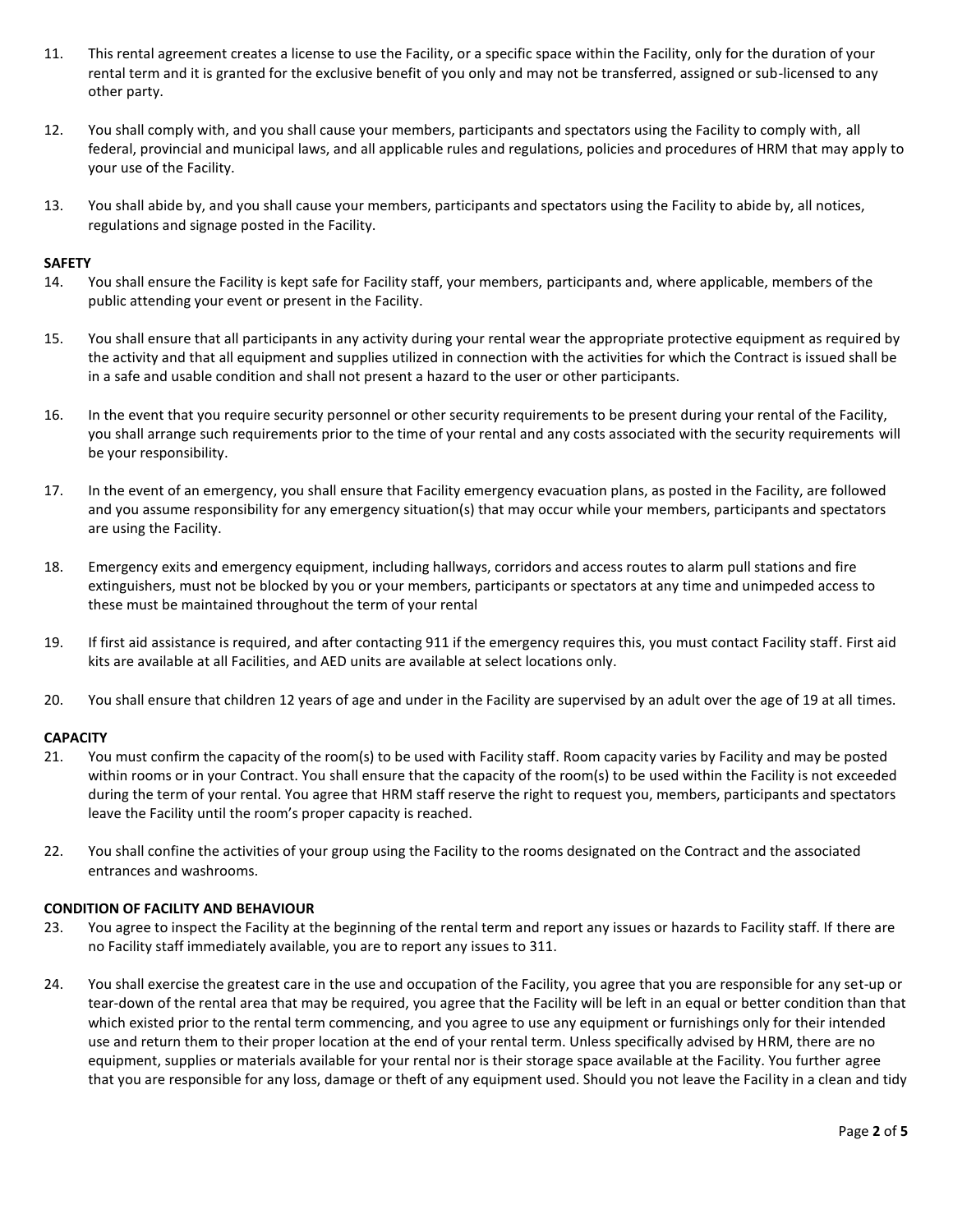11. This rental agreement creates a license to use the Facility, or a specific space within the Facility, only for the duration of your rental term and it is granted for the exclusive benefit of you only and may not be transferred, assigned or sub-licensed to any other party.

12. You shall comply with, and you shall cause your members, participants and spectators using the Facility to comply with, all federal, provincial and municipal laws, and all applicable rules and regulations, policies and procedures of HRM that may apply to your use of the Facility.

13. You shall abide by, and you shall cause your members, participants and spectators using the Facility to abide by, all notices, regulations and signage posted in the Facility.

**SAFETY**

14. You shall ensure the Facility is kept safe for Facility staff, your members, participants and, where applicable, members of the public attending your event or present in the Facility.

15. You shall ensure that all participants in any activity during your rental wear the appropriate protective equipment as required by the activity and that all equipment and supplies utilized in connection with the activities for which the Contract is issued shall be in a safe and usable condition and shall not present a hazard to the user or other participants.

16. In the event that you require security personnel or other security requirements to be present during your rental of the Facility, you shall arrange such requirements prior to the time of your rental and any costs associated with the security requirements will be your responsibility.

17. In the event of an emergency, you shall ensure that Facility emergency evacuation plans, as posted in the Facility, are followed and you assume responsibility for any emergency situation(s) that may occur while your members, participants and spectators are using the Facility.

18. Emergency exits and emergency equipment, including hallways, corridors and access routes to alarm pull stations and fire extinguishers, must not be blocked by you or your members, participants or spectators at any time and unimpeded access to these must be maintained throughout the term of your rental

19. If first aid assistance is required, and after contacting 911 if the emergency requires this, you must contact Facility staff. First aid kits are available at all Facilities, and AED units are available at select locations only.

20. You shall ensure that children 12 years of age and under in the Facility are supervised by an adult over the age of 19 at all times.

**CAPACITY**

21. You must confirm the capacity of the room(s) to be used with Facility staff. Room capacity varies by Facility and may be posted within rooms or in your Contract. You shall ensure that the capacity of the room(s) to be used within the Facility is not exceeded during the term of your rental. You agree that HRM staff reserve the right to request you, members, participants and spectators leave the Facility until the room's proper capacity is reached.

22. You shall confine the activities of your group using the Facility to the rooms designated on the Contract and the associated entrances and washrooms.

**CONDITION OF FACILITY AND BEHAVIOUR**

23. You agree to inspect the Facility at the beginning of the rental term and report any issues or hazards to Facility staff. If there are no Facility staff immediately available, you are to report any issues to 311.

24. You shall exercise the greatest care in the use and occupation of the Facility, you agree that you are responsible for any set-up or tear-down of the rental area that may be required, you agree that the Facility will be left in an equal or better condition than that which existed prior to the rental term commencing, and you agree to use any equipment or furnishings only for their intended use and return them to their proper location at the end of your rental term. Unless specifically advised by HRM, there are no equipment, supplies or materials available for your rental nor is their storage space available at the Facility. You further agree that you are responsible for any loss, damage or theft of any equipment used. Should you not leave the Facility in a clean and tidy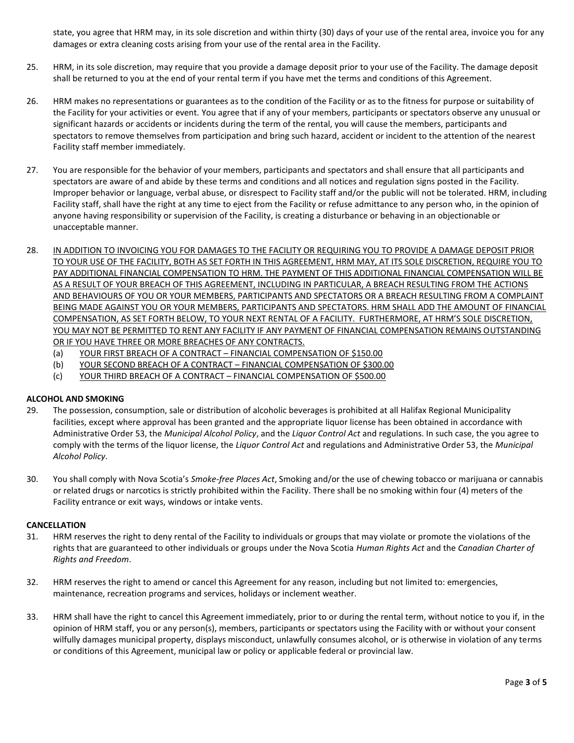state, you agree that HRM may, in its sole discretion and within thirty (30) days of your use of the rental area, invoice you for any damages or extra cleaning costs arising from your use of the rental area in the Facility.

25. HRM, in its sole discretion, may require that you provide a damage deposit prior to your use of the Facility. The damage deposit shall be returned to you at the end of your rental term if you have met the terms and conditions of this Agreement.

26. HRM makes no representations or guarantees as to the condition of the Facility or as to the fitness for purpose or suitability of the Facility for your activities or event. You agree that if any of your members, participants or spectators observe any unusual or significant hazards or accidents or incidents during the term of the rental, you will cause the members, participants and spectators to remove themselves from participation and bring such hazard, accident or incident to the attention of the nearest Facility staff member immediately.

27. You are responsible for the behavior of your members, participants and spectators and shall ensure that all participants and spectators are aware of and abide by these terms and conditions and all notices and regulation signs posted in the Facility. Improper behavior or language, verbal abuse, or disrespect to Facility staff and/or the public will not be tolerated. HRM, including Facility staff, shall have the right at any time to eject from the Facility or refuse admittance to any person who, in the opinion of anyone having responsibility or supervision of the Facility, is creating a disturbance or behaving in an objectionable or unacceptable manner.

28. <u>IN ADDITION TO INVOICING YOU FOR DAMAGES TO THE FACILITY OR REQUIRING YOU TO PROVIDE A DAMAGE DEPOSIT PRIOR TO YOUR USE OF THE FACILITY, BOTH AS SET FORTH IN THIS AGREEMENT, HRM MAY, AT ITS SOLE DISCRETION, REQUIRE YOU TO PAY ADDITIONAL FINANCIAL COMPENSATION TO HRM. THE PAYMENT OF THIS ADDITIONAL FINANCIAL COMPENSATION WILL BE AS A RESULT OF YOUR BREACH OF THIS AGREEMENT, INCLUDING IN PARTICULAR, A BREACH RESULTING FROM THE ACTIONS AND BEHAVIOURS OF YOU OR YOUR MEMBERS, PARTICIPANTS AND SPECTATORS OR A BREACH RESULTING FROM A COMPLAINT BEING MADE AGAINST YOU OR YOUR MEMBERS, PARTICIPANTS AND SPECTATORS. HRM SHALL ADD THE AMOUNT OF FINANCIAL COMPENSATION, AS SET FORTH BELOW, TO YOUR NEXT RENTAL OF A FACILITY. FURTHERMORE, AT HRM'S SOLE DISCRETION, YOU MAY NOT BE PERMITTED TO RENT ANY FACILITY IF ANY PAYMENT OF FINANCIAL COMPENSATION REMAINS OUTSTANDING OR IF YOU HAVE THREE OR MORE BREACHES OF ANY CONTRACTS.</u>
    (a) <u>YOUR FIRST BREACH OF A CONTRACT – FINANCIAL COMPENSATION OF $150.00</u>
    (b) <u>YOUR SECOND BREACH OF A CONTRACT – FINANCIAL COMPENSATION OF $300.00</u>
    (c) <u>YOUR THIRD BREACH OF A CONTRACT – FINANCIAL COMPENSATION OF $500.00</u>

**ALCOHOL AND SMOKING**

29. The possession, consumption, sale or distribution of alcoholic beverages is prohibited at all Halifax Regional Municipality facilities, except where approval has been granted and the appropriate liquor license has been obtained in accordance with Administrative Order 53, the *Municipal Alcohol Policy*, and the *Liquor Control Act* and regulations. In such case, the you agree to comply with the terms of the liquor license, the *Liquor Control Act* and regulations and Administrative Order 53, the *Municipal Alcohol Policy*.

30. You shall comply with Nova Scotia's *Smoke-free Places Act*, Smoking and/or the use of chewing tobacco or marijuana or cannabis or related drugs or narcotics is strictly prohibited within the Facility. There shall be no smoking within four (4) meters of the Facility entrance or exit ways, windows or intake vents.

**CANCELLATION**

31. HRM reserves the right to deny rental of the Facility to individuals or groups that may violate or promote the violations of the rights that are guaranteed to other individuals or groups under the Nova Scotia *Human Rights Act* and the *Canadian Charter of Rights and Freedom*.

32. HRM reserves the right to amend or cancel this Agreement for any reason, including but not limited to: emergencies, maintenance, recreation programs and services, holidays or inclement weather.

33. HRM shall have the right to cancel this Agreement immediately, prior to or during the rental term, without notice to you if, in the opinion of HRM staff, you or any person(s), members, participants or spectators using the Facility with or without your consent wilfully damages municipal property, displays misconduct, unlawfully consumes alcohol, or is otherwise in violation of any terms or conditions of this Agreement, municipal law or policy or applicable federal or provincial law.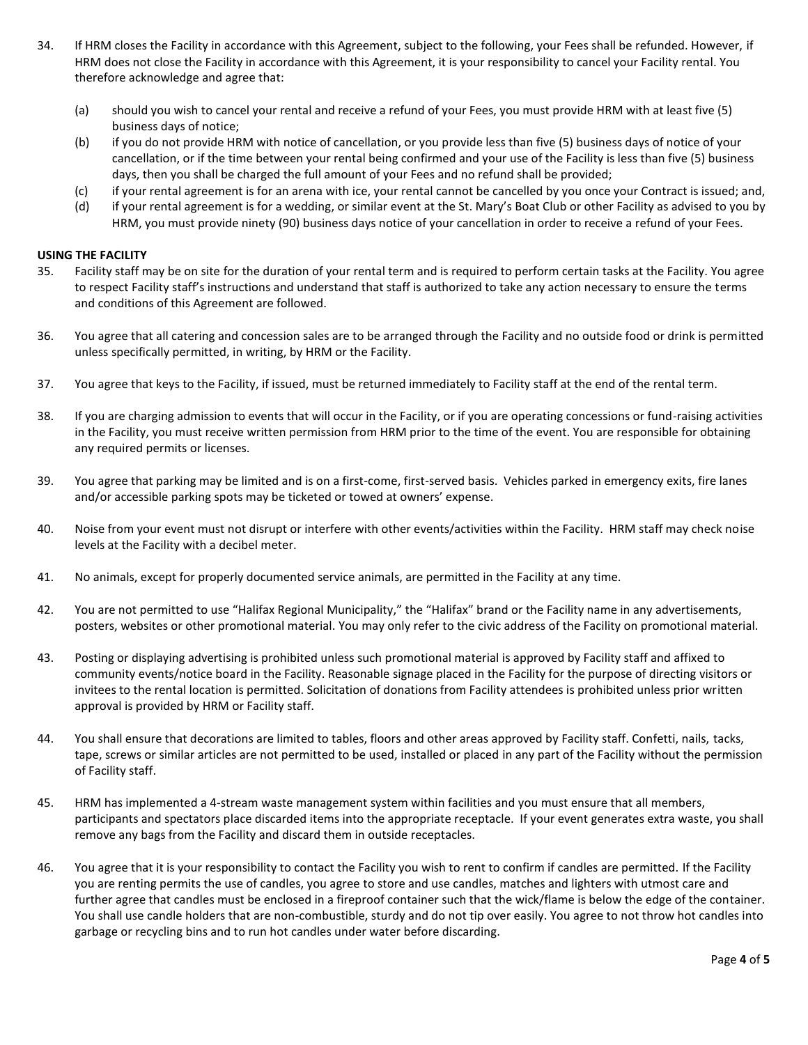34. If HRM closes the Facility in accordance with this Agreement, subject to the following, your Fees shall be refunded. However, if HRM does not close the Facility in accordance with this Agreement, it is your responsibility to cancel your Facility rental. You therefore acknowledge and agree that:

    (a) should you wish to cancel your rental and receive a refund of your Fees, you must provide HRM with at least five (5) business days of notice;

    (b) if you do not provide HRM with notice of cancellation, or you provide less than five (5) business days of notice of your cancellation, or if the time between your rental being confirmed and your use of the Facility is less than five (5) business days, then you shall be charged the full amount of your Fees and no refund shall be provided;

    (c) if your rental agreement is for an arena with ice, your rental cannot be cancelled by you once your Contract is issued; and,

    (d) if your rental agreement is for a wedding, or similar event at the St. Mary's Boat Club or other Facility as advised to you by HRM, you must provide ninety (90) business days notice of your cancellation in order to receive a refund of your Fees.

**USING THE FACILITY**

35. Facility staff may be on site for the duration of your rental term and is required to perform certain tasks at the Facility. You agree to respect Facility staff's instructions and understand that staff is authorized to take any action necessary to ensure the terms and conditions of this Agreement are followed.

36. You agree that all catering and concession sales are to be arranged through the Facility and no outside food or drink is permitted unless specifically permitted, in writing, by HRM or the Facility.

37. You agree that keys to the Facility, if issued, must be returned immediately to Facility staff at the end of the rental term.

38. If you are charging admission to events that will occur in the Facility, or if you are operating concessions or fund-raising activities in the Facility, you must receive written permission from HRM prior to the time of the event. You are responsible for obtaining any required permits or licenses.

39. You agree that parking may be limited and is on a first-come, first-served basis. Vehicles parked in emergency exits, fire lanes and/or accessible parking spots may be ticketed or towed at owners' expense.

40. Noise from your event must not disrupt or interfere with other events/activities within the Facility. HRM staff may check noise levels at the Facility with a decibel meter.

41. No animals, except for properly documented service animals, are permitted in the Facility at any time.

42. You are not permitted to use "Halifax Regional Municipality," the "Halifax" brand or the Facility name in any advertisements, posters, websites or other promotional material. You may only refer to the civic address of the Facility on promotional material.

43. Posting or displaying advertising is prohibited unless such promotional material is approved by Facility staff and affixed to community events/notice board in the Facility. Reasonable signage placed in the Facility for the purpose of directing visitors or invitees to the rental location is permitted. Solicitation of donations from Facility attendees is prohibited unless prior written approval is provided by HRM or Facility staff.

44. You shall ensure that decorations are limited to tables, floors and other areas approved by Facility staff. Confetti, nails, tacks, tape, screws or similar articles are not permitted to be used, installed or placed in any part of the Facility without the permission of Facility staff.

45. HRM has implemented a 4-stream waste management system within facilities and you must ensure that all members, participants and spectators place discarded items into the appropriate receptacle. If your event generates extra waste, you shall remove any bags from the Facility and discard them in outside receptacles.

46. You agree that it is your responsibility to contact the Facility you wish to rent to confirm if candles are permitted. If the Facility you are renting permits the use of candles, you agree to store and use candles, matches and lighters with utmost care and further agree that candles must be enclosed in a fireproof container such that the wick/flame is below the edge of the container. You shall use candle holders that are non-combustible, sturdy and do not tip over easily. You agree to not throw hot candles into garbage or recycling bins and to run hot candles under water before discarding.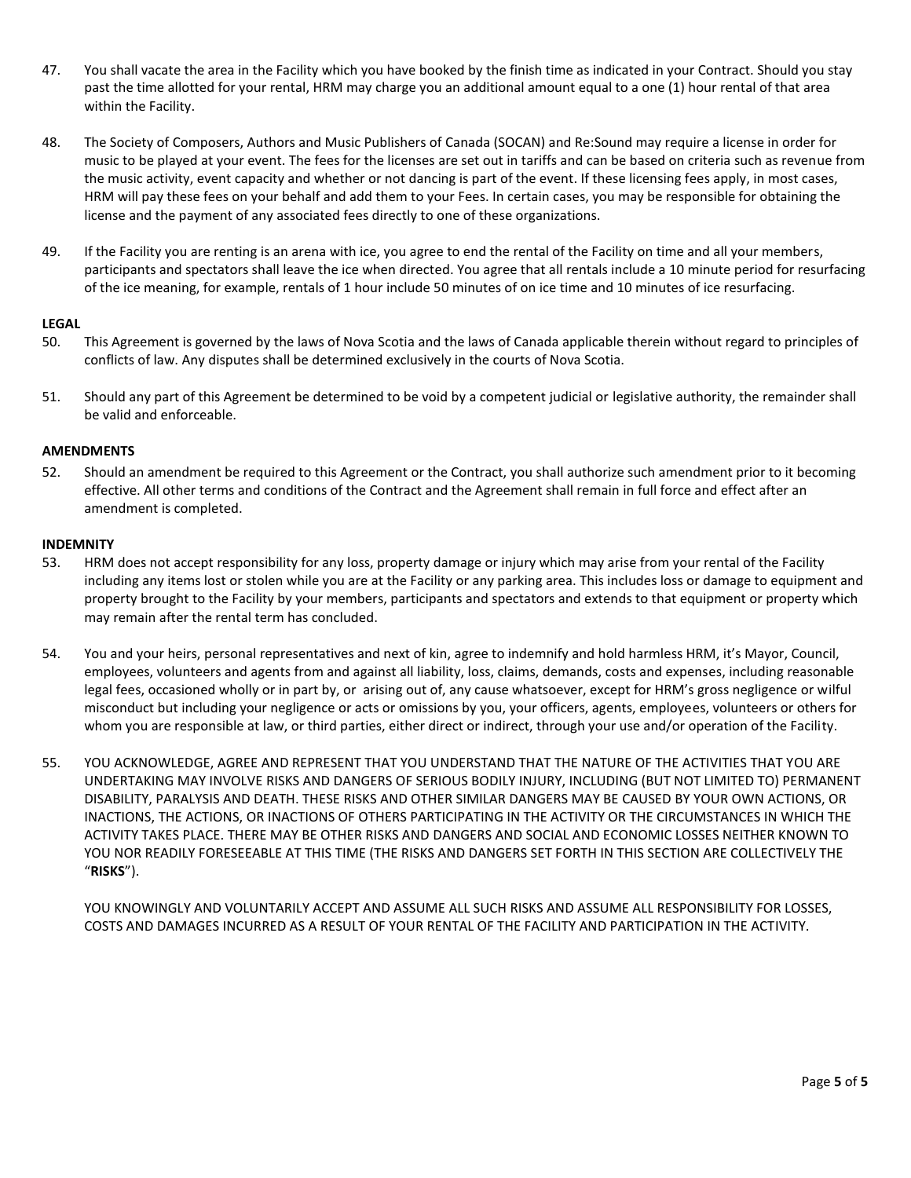47. You shall vacate the area in the Facility which you have booked by the finish time as indicated in your Contract. Should you stay past the time allotted for your rental, HRM may charge you an additional amount equal to a one (1) hour rental of that area within the Facility.

48. The Society of Composers, Authors and Music Publishers of Canada (SOCAN) and Re:Sound may require a license in order for music to be played at your event. The fees for the licenses are set out in tariffs and can be based on criteria such as revenue from the music activity, event capacity and whether or not dancing is part of the event. If these licensing fees apply, in most cases, HRM will pay these fees on your behalf and add them to your Fees. In certain cases, you may be responsible for obtaining the license and the payment of any associated fees directly to one of these organizations.

49. If the Facility you are renting is an arena with ice, you agree to end the rental of the Facility on time and all your members, participants and spectators shall leave the ice when directed. You agree that all rentals include a 10 minute period for resurfacing of the ice meaning, for example, rentals of 1 hour include 50 minutes of on ice time and 10 minutes of ice resurfacing.

**LEGAL**

50. This Agreement is governed by the laws of Nova Scotia and the laws of Canada applicable therein without regard to principles of conflicts of law. Any disputes shall be determined exclusively in the courts of Nova Scotia.

51. Should any part of this Agreement be determined to be void by a competent judicial or legislative authority, the remainder shall be valid and enforceable.

**AMENDMENTS**

52. Should an amendment be required to this Agreement or the Contract, you shall authorize such amendment prior to it becoming effective. All other terms and conditions of the Contract and the Agreement shall remain in full force and effect after an amendment is completed.

**INDEMNITY**

53. HRM does not accept responsibility for any loss, property damage or injury which may arise from your rental of the Facility including any items lost or stolen while you are at the Facility or any parking area. This includes loss or damage to equipment and property brought to the Facility by your members, participants and spectators and extends to that equipment or property which may remain after the rental term has concluded.

54. You and your heirs, personal representatives and next of kin, agree to indemnify and hold harmless HRM, it's Mayor, Council, employees, volunteers and agents from and against all liability, loss, claims, demands, costs and expenses, including reasonable legal fees, occasioned wholly or in part by, or arising out of, any cause whatsoever, except for HRM's gross negligence or wilful misconduct but including your negligence or acts or omissions by you, your officers, agents, employees, volunteers or others for whom you are responsible at law, or third parties, either direct or indirect, through your use and/or operation of the Facility.

55. YOU ACKNOWLEDGE, AGREE AND REPRESENT THAT YOU UNDERSTAND THAT THE NATURE OF THE ACTIVITIES THAT YOU ARE UNDERTAKING MAY INVOLVE RISKS AND DANGERS OF SERIOUS BODILY INJURY, INCLUDING (BUT NOT LIMITED TO) PERMANENT DISABILITY, PARALYSIS AND DEATH. THESE RISKS AND OTHER SIMILAR DANGERS MAY BE CAUSED BY YOUR OWN ACTIONS, OR INACTIONS, THE ACTIONS, OR INACTIONS OF OTHERS PARTICIPATING IN THE ACTIVITY OR THE CIRCUMSTANCES IN WHICH THE ACTIVITY TAKES PLACE. THERE MAY BE OTHER RISKS AND DANGERS AND SOCIAL AND ECONOMIC LOSSES NEITHER KNOWN TO YOU NOR READILY FORESEEABLE AT THIS TIME (THE RISKS AND DANGERS SET FORTH IN THIS SECTION ARE COLLECTIVELY THE "**RISKS**").

    YOU KNOWINGLY AND VOLUNTARILY ACCEPT AND ASSUME ALL SUCH RISKS AND ASSUME ALL RESPONSIBILITY FOR LOSSES, COSTS AND DAMAGES INCURRED AS A RESULT OF YOUR RENTAL OF THE FACILITY AND PARTICIPATION IN THE ACTIVITY.